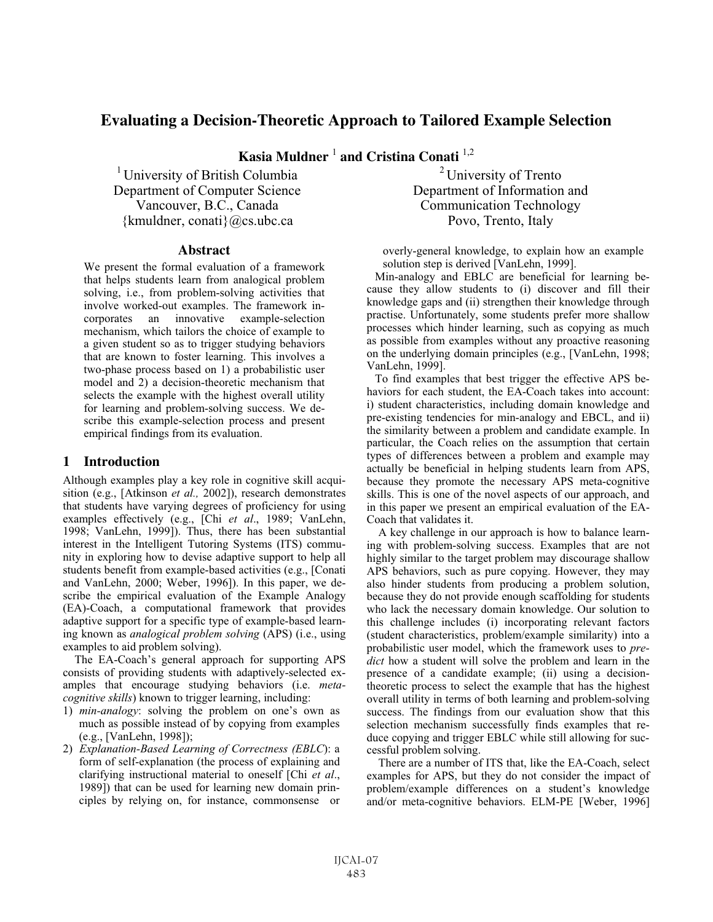# Evaluating a Decision-Theoretic Approach to Tailored Example Selection

**Kasia Muldner** [1] **and Cristina Conati** [1,2]

[1] University of British Columbia
Department of Computer Science
Vancouver, B.C., Canada
{kmuldner, conati}@cs.ubc.ca

[2] University of Trento
Department of Information and Communication Technology
Povo, Trento, Italy

## Abstract

We present the formal evaluation of a framework that helps students learn from analogical problem solving, i.e., from problem-solving activities that involve worked-out examples. The framework incorporates an innovative example-selection mechanism, which tailors the choice of example to a given student so as to trigger studying behaviors that are known to foster learning. This involves a two-phase process based on 1) a probabilistic user model and 2) a decision-theoretic mechanism that selects the example with the highest overall utility for learning and problem-solving success. We describe this example-selection process and present empirical findings from its evaluation.

## 1 Introduction

Although examples play a key role in cognitive skill acquisition (e.g., [Atkinson *et al.,* 2002]), research demonstrates that students have varying degrees of proficiency for using examples effectively (e.g., [Chi *et al*., 1989; VanLehn, 1998; VanLehn, 1999]). Thus, there has been substantial interest in the Intelligent Tutoring Systems (ITS) community in exploring how to devise adaptive support to help all students benefit from example-based activities (e.g., [Conati and VanLehn, 2000; Weber, 1996]). In this paper, we describe the empirical evaluation of the Example Analogy (EA)-Coach, a computational framework that provides adaptive support for a specific type of example-based learning known as *analogical problem solving* (APS) (i.e., using examples to aid problem solving).

The EA-Coach's general approach for supporting APS consists of providing students with adaptively-selected examples that encourage studying behaviors (i.e. *meta-cognitive skills*) known to trigger learning, including:

1) *min-analogy*: solving the problem on one's own as much as possible instead of by copying from examples (e.g., [VanLehn, 1998]);
2) *Explanation-Based Learning of Correctness (EBLC)*: a form of self-explanation (the process of explaining and clarifying instructional material to oneself [Chi *et al*., 1989]) that can be used for learning new domain principles by relying on, for instance, commonsense or overly-general knowledge, to explain how an example solution step is derived [VanLehn, 1999].

Min-analogy and EBLC are beneficial for learning because they allow students to (i) discover and fill their knowledge gaps and (ii) strengthen their knowledge through practise. Unfortunately, some students prefer more shallow processes which hinder learning, such as copying as much as possible from examples without any proactive reasoning on the underlying domain principles (e.g., [VanLehn, 1998; VanLehn, 1999].

To find examples that best trigger the effective APS behaviors for each student, the EA-Coach takes into account: i) student characteristics, including domain knowledge and pre-existing tendencies for min-analogy and EBCL, and ii) the similarity between a problem and candidate example. In particular, the Coach relies on the assumption that certain types of differences between a problem and example may actually be beneficial in helping students learn from APS, because they promote the necessary APS meta-cognitive skills. This is one of the novel aspects of our approach, and in this paper we present an empirical evaluation of the EA-Coach that validates it.

A key challenge in our approach is how to balance learning with problem-solving success. Examples that are not highly similar to the target problem may discourage shallow APS behaviors, such as pure copying. However, they may also hinder students from producing a problem solution, because they do not provide enough scaffolding for students who lack the necessary domain knowledge. Our solution to this challenge includes (i) incorporating relevant factors (student characteristics, problem/example similarity) into a probabilistic user model, which the framework uses to *predict* how a student will solve the problem and learn in the presence of a candidate example; (ii) using a decision-theoretic process to select the example that has the highest overall utility in terms of both learning and problem-solving success. The findings from our evaluation show that this selection mechanism successfully finds examples that reduce copying and trigger EBLC while still allowing for successful problem solving.

There are a number of ITS that, like the EA-Coach, select examples for APS, but they do not consider the impact of problem/example differences on a student's knowledge and/or meta-cognitive behaviors. ELM-PE [Weber, 1996]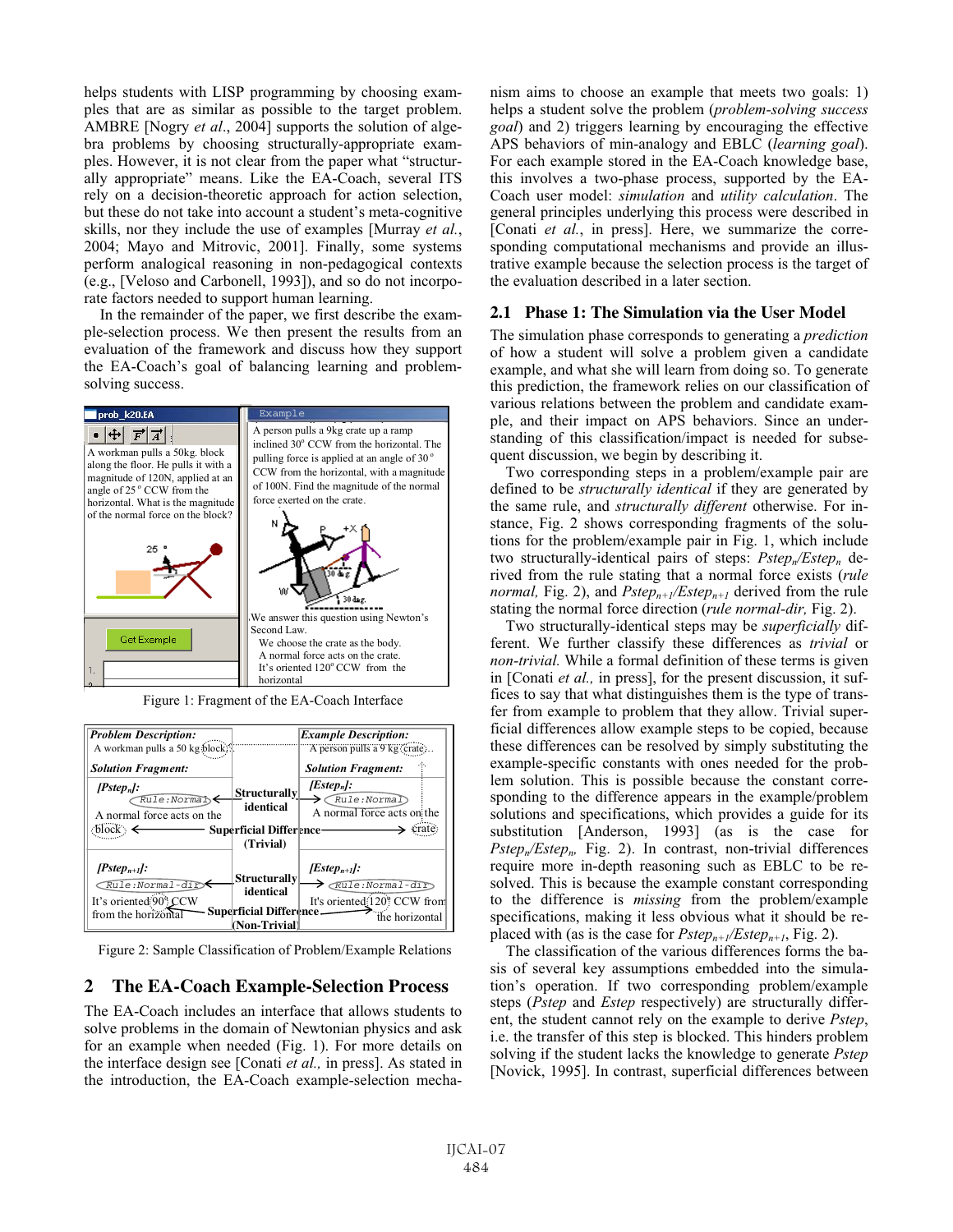helps students with LISP programming by choosing examples that are as similar as possible to the target problem. AMBRE [Nogry *et al*., 2004] supports the solution of algebra problems by choosing structurally-appropriate examples. However, it is not clear from the paper what "structurally appropriate" means. Like the EA-Coach, several ITS rely on a decision-theoretic approach for action selection, but these do not take into account a student's meta-cognitive skills, nor they include the use of examples [Murray *et al.*, 2004; Mayo and Mitrovic, 2001]. Finally, some systems perform analogical reasoning in non-pedagogical contexts (e.g., [Veloso and Carbonell, 1993]), and so do not incorporate factors needed to support human learning.

In the remainder of the paper, we first describe the example-selection process. We then present the results from an evaluation of the framework and discuss how they support the EA-Coach's goal of balancing learning and problem-solving success.

Figure 1: Fragment of the EA-Coach Interface

Figure 2: Sample Classification of Problem/Example Relations

## 2 The EA-Coach Example-Selection Process

The EA-Coach includes an interface that allows students to solve problems in the domain of Newtonian physics and ask for an example when needed (Fig. 1). For more details on the interface design see [Conati *et al.,* in press]. As stated in the introduction, the EA-Coach example-selection mechanism aims to choose an example that meets two goals: 1) helps a student solve the problem (*problem-solving success goal*) and 2) triggers learning by encouraging the effective APS behaviors of min-analogy and EBLC (*learning goal*). For each example stored in the EA-Coach knowledge base, this involves a two-phase process, supported by the EA-Coach user model: *simulation* and *utility calculation*. The general principles underlying this process were described in [Conati *et al.*, in press]. Here, we summarize the corresponding computational mechanisms and provide an illustrative example because the selection process is the target of the evaluation described in a later section.

### 2.1 Phase 1: The Simulation via the User Model

The simulation phase corresponds to generating a *prediction* of how a student will solve a problem given a candidate example, and what she will learn from doing so. To generate this prediction, the framework relies on our classification of various relations between the problem and candidate example, and their impact on APS behaviors. Since an understanding of this classification/impact is needed for subsequent discussion, we begin by describing it.

Two corresponding steps in a problem/example pair are defined to be *structurally identical* if they are generated by the same rule, and *structurally different* otherwise. For instance, Fig. 2 shows corresponding fragments of the solutions for the problem/example pair in Fig. 1, which include two structurally-identical pairs of steps: $Pstep_n/Estep_n$ derived from the rule stating that a normal force exists (*rule normal,* Fig. 2), and $Pstep_{n+1}/Estep_{n+1}$ derived from the rule stating the normal force direction (*rule normal-dir,* Fig. 2).

Two structurally-identical steps may be *superficially* different. We further classify these differences as *trivial* or *non-trivial.* While a formal definition of these terms is given in [Conati *et al.,* in press], for the present discussion, it suffices to say that what distinguishes them is the type of transfer from example to problem that they allow. Trivial superficial differences allow example steps to be copied, because these differences can be resolved by simply substituting the example-specific constants with ones needed for the problem solution. This is possible because the constant corresponding to the difference appears in the example/problem solutions and specifications, which provides a guide for its substitution [Anderson, 1993] (as is the case for $Pstep_n/Estep_n$, Fig. 2). In contrast, non-trivial differences require more in-depth reasoning such as EBLC to be resolved. This is because the example constant corresponding to the difference is *missing* from the problem/example specifications, making it less obvious what it should be replaced with (as is the case for $Pstep_{n+1}/Estep_{n+1}$, Fig. 2).

The classification of the various differences forms the basis of several key assumptions embedded into the simulation's operation. If two corresponding problem/example steps (*Pstep* and *Estep* respectively) are structurally different, the student cannot rely on the example to derive *Pstep*, i.e. the transfer of this step is blocked. This hinders problem solving if the student lacks the knowledge to generate *Pstep* [Novick, 1995]. In contrast, superficial differences between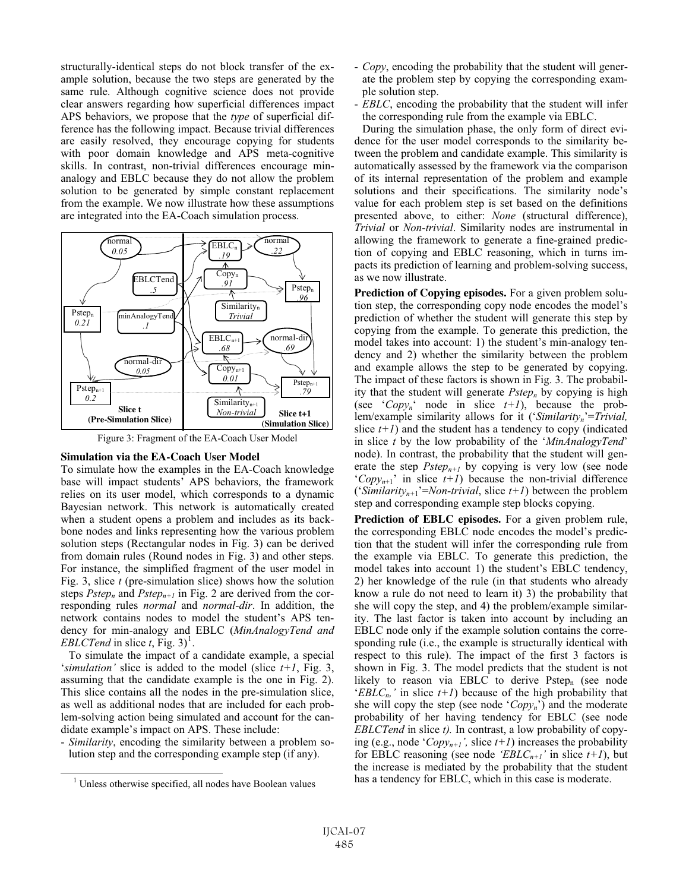structurally-identical steps do not block transfer of the example solution, because the two steps are generated by the same rule. Although cognitive science does not provide clear answers regarding how superficial differences impact APS behaviors, we propose that the *type* of superficial difference has the following impact. Because trivial differences are easily resolved, they encourage copying for students with poor domain knowledge and APS meta-cognitive skills. In contrast, non-trivial differences encourage min-analogy and EBLC because they do not allow the problem solution to be generated by simple constant replacement from the example. We now illustrate how these assumptions are integrated into the EA-Coach simulation process.

normal
0.05
EBLCTend
.5
$Pstep_n$
0.21
minAnalogyTend
.1
normal-dir
0.05
$Pstep_{n+1}$
0.2
Slice t
(Pre-Simulation Slice)
$EBLC_n$
.19
normal
.22
$Copy_n$
.91
$Pstep_n$
.96
$Similarity_n$
Trivial
$EBLC_{n+1}$
.68
normal-dir
.69
$Copy_{n+1}$
0.01
$Pstep_{n+1}$
.79
$Similarity_{n+1}$
Non-trivial
Slice t+1
(Simulation Slice)

Figure 3: Fragment of the EA-Coach User Model

**Simulation via the EA-Coach User Model**

To simulate how the examples in the EA-Coach knowledge base will impact students' APS behaviors, the framework relies on its user model, which corresponds to a dynamic Bayesian network. This network is automatically created when a student opens a problem and includes as its backbone nodes and links representing how the various problem solution steps (Rectangular nodes in Fig. 3) can be derived from domain rules (Round nodes in Fig. 3) and other steps. For instance, the simplified fragment of the user model in Fig. 3, slice *t* (pre-simulation slice) shows how the solution steps $Pstep_n$ and $Pstep_{n+1}$ in Fig. 2 are derived from the corresponding rules *normal* and *normal-dir*. In addition, the network contains nodes to model the student's APS tendency for min-analogy and EBLC (*MinAnalogyTend and EBLCTend* in slice *t*, Fig. 3)[1].

To simulate the impact of a candidate example, a special '*simulation'* slice is added to the model (slice *t+1*, Fig. 3, assuming that the candidate example is the one in Fig. 2). This slice contains all the nodes in the pre-simulation slice, as well as additional nodes that are included for each problem-solving action being simulated and account for the candidate example's impact on APS. These include:

- *Similarity*, encoding the similarity between a problem solution step and the corresponding example step (if any).
- *Copy*, encoding the probability that the student will generate the problem step by copying the corresponding example solution step.
- *EBLC*, encoding the probability that the student will infer the corresponding rule from the example via EBLC.

During the simulation phase, the only form of direct evidence for the user model corresponds to the similarity between the problem and candidate example. This similarity is automatically assessed by the framework via the comparison of its internal representation of the problem and example solutions and their specifications. The similarity node's value for each problem step is set based on the definitions presented above, to either: *None* (structural difference), *Trivial* or *Non-trivial*. Similarity nodes are instrumental in allowing the framework to generate a fine-grained prediction of copying and EBLC reasoning, which in turns impacts its prediction of learning and problem-solving success, as we now illustrate.

**Prediction of Copying episodes.** For a given problem solution step, the corresponding copy node encodes the model's prediction of whether the student will generate this step by copying from the example. To generate this prediction, the model takes into account: 1) the student's min-analogy tendency and 2) whether the similarity between the problem and example allows the step to be generated by copying. The impact of these factors is shown in Fig. 3. The probability that the student will generate $Pstep_n$ by copying is high (see '$Copy_n$' node in slice *t+1*), because the problem/example similarity allows for it ('$Similarity_n$'=*Trivial,* slice *t+1*) and the student has a tendency to copy (indicated in slice *t* by the low probability of the '*MinAnalogyTend*' node). In contrast, the probability that the student will generate the step $Pstep_{n+1}$ by copying is very low (see node '$Copy_{n+1}$' in slice *t+1*) because the non-trivial difference ('$Similarity_{n+1}$'=*Non-trivial*, slice *t+1*) between the problem step and corresponding example step blocks copying.

**Prediction of EBLC episodes.** For a given problem rule, the corresponding EBLC node encodes the model's prediction that the student will infer the corresponding rule from the example via EBLC. To generate this prediction, the model takes into account 1) the student's EBLC tendency, 2) her knowledge of the rule (in that students who already know a rule do not need to learn it) 3) the probability that she will copy the step, and 4) the problem/example similarity. The last factor is taken into account by including an EBLC node only if the example solution contains the corresponding rule (i.e., the example is structurally identical with respect to this rule). The impact of the first 3 factors is shown in Fig. 3. The model predicts that the student is not likely to reason via EBLC to derive $Pstep_n$ (see node '$EBLC_n$,' in slice *t+1*) because of the high probability that she will copy the step (see node '$Copy_n$') and the moderate probability of her having tendency for EBLC (see node *EBLCTend* in slice *t).* In contrast, a low probability of copying (e.g., node '$Copy_{n+1}$', slice *t+1*) increases the probability for EBLC reasoning (see node '$EBLC_{n+1}$' in slice *t+1*), but the increase is mediated by the probability that the student has a tendency for EBLC, which in this case is moderate.

[1] Unless otherwise specified, all nodes have Boolean values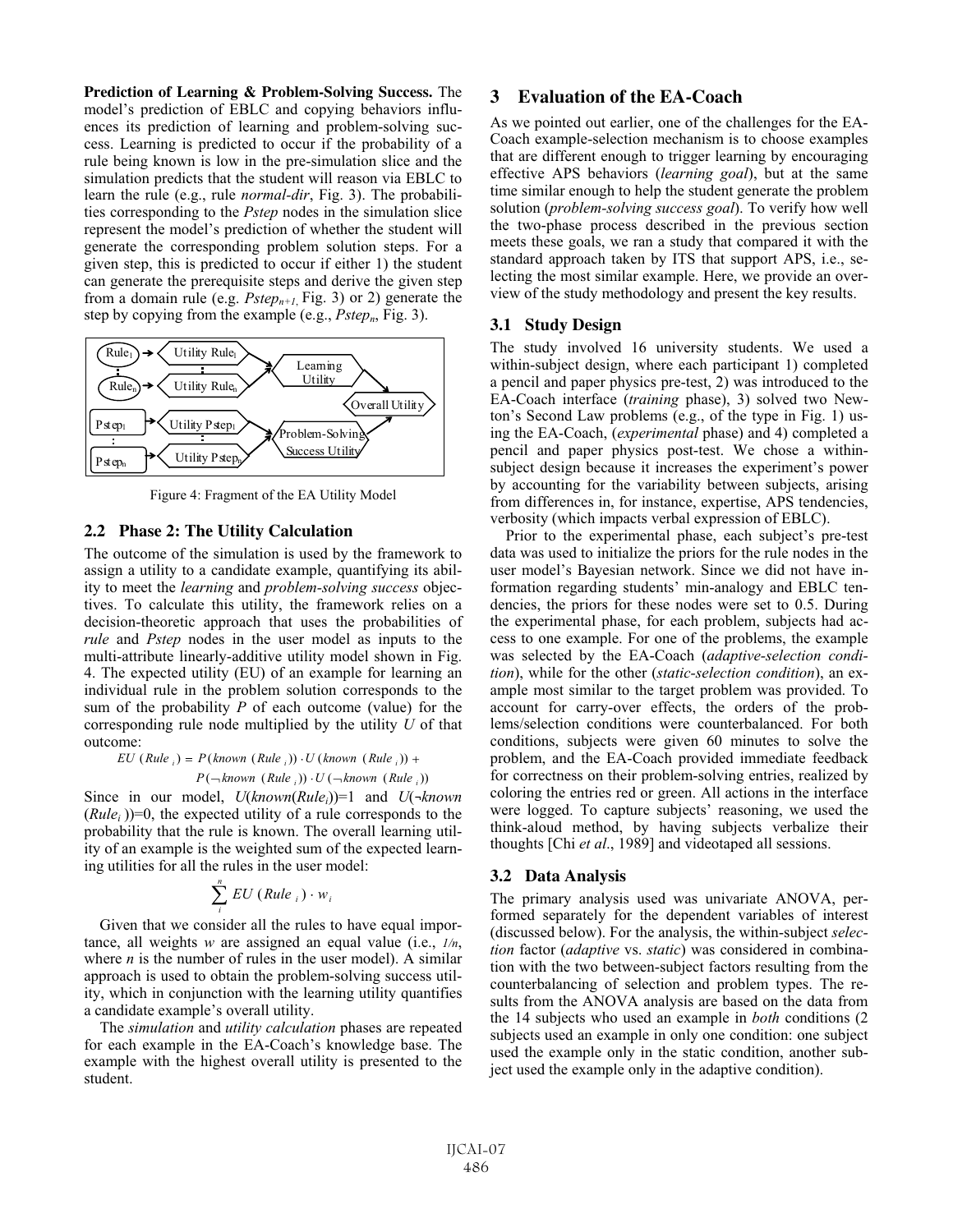**Prediction of Learning & Problem-Solving Success.** The model's prediction of EBLC and copying behaviors influences its prediction of learning and problem-solving success. Learning is predicted to occur if the probability of a rule being known is low in the pre-simulation slice and the simulation predicts that the student will reason via EBLC to learn the rule (e.g., rule *normal-dir*, Fig. 3). The probabilities corresponding to the *Pstep* nodes in the simulation slice represent the model's prediction of whether the student will generate the corresponding problem solution steps. For a given step, this is predicted to occur if either 1) the student can generate the prerequisite steps and derive the given step from a domain rule (e.g. $Pstep_{n+1}$, Fig. 3) or 2) generate the step by copying from the example (e.g., $Pstep_n$, Fig. 3).

$Rule_1$
Utility $Rule_1$
$Rule_n$
Utility $Rule_n$
Learning Utility
Overall Utility
$Pstep_1$
Utility $Pstep_1$
$Pstep_n$
Utility $Pstep_n$
Problem-Solving Success Utility

Figure 4: Fragment of the EA Utility Model

## 2.2 Phase 2: The Utility Calculation

The outcome of the simulation is used by the framework to assign a utility to a candidate example, quantifying its ability to meet the *learning* and *problem-solving success* objectives. To calculate this utility, the framework relies on a decision-theoretic approach that uses the probabilities of *rule* and *Pstep* nodes in the user model as inputs to the multi-attribute linearly-additive utility model shown in Fig. 4. The expected utility (EU) of an example for learning an individual rule in the problem solution corresponds to the sum of the probability *P* of each outcome (value) for the corresponding rule node multiplied by the utility *U* of that outcome:

$$EU(Rule_i) = P(known(Rule_i)) \cdot U(known(Rule_i)) + P(\neg known(Rule_i)) \cdot U(\neg known(Rule_i))$$

Since in our model, $U(known(Rule_i))=1$ and $U(\neg known(Rule_i))=0$, the expected utility of a rule corresponds to the probability that the rule is known. The overall learning utility of an example is the weighted sum of the expected learning utilities for all the rules in the user model:

$$\sum_i^n EU(Rule_i) \cdot w_i$$

Given that we consider all the rules to have equal importance, all weights *w* are assigned an equal value (i.e., $1/n$, where *n* is the number of rules in the user model). A similar approach is used to obtain the problem-solving success utility, which in conjunction with the learning utility quantifies a candidate example's overall utility.

The *simulation* and *utility calculation* phases are repeated for each example in the EA-Coach's knowledge base. The example with the highest overall utility is presented to the student.

# 3 Evaluation of the EA-Coach

As we pointed out earlier, one of the challenges for the EA-Coach example-selection mechanism is to choose examples that are different enough to trigger learning by encouraging effective APS behaviors (*learning goal*), but at the same time similar enough to help the student generate the problem solution (*problem-solving success goal*). To verify how well the two-phase process described in the previous section meets these goals, we ran a study that compared it with the standard approach taken by ITS that support APS, i.e., selecting the most similar example. Here, we provide an overview of the study methodology and present the key results.

## 3.1 Study Design

The study involved 16 university students. We used a within-subject design, where each participant 1) completed a pencil and paper physics pre-test, 2) was introduced to the EA-Coach interface (*training* phase), 3) solved two Newton's Second Law problems (e.g., of the type in Fig. 1) using the EA-Coach, (*experimental* phase) and 4) completed a pencil and paper physics post-test. We chose a within-subject design because it increases the experiment's power by accounting for the variability between subjects, arising from differences in, for instance, expertise, APS tendencies, verbosity (which impacts verbal expression of EBLC).

Prior to the experimental phase, each subject's pre-test data was used to initialize the priors for the rule nodes in the user model's Bayesian network. Since we did not have information regarding students' min-analogy and EBLC tendencies, the priors for these nodes were set to 0.5. During the experimental phase, for each problem, subjects had access to one example. For one of the problems, the example was selected by the EA-Coach (*adaptive-selection condition*), while for the other (*static-selection condition*), an example most similar to the target problem was provided. To account for carry-over effects, the orders of the problems/selection conditions were counterbalanced. For both conditions, subjects were given 60 minutes to solve the problem, and the EA-Coach provided immediate feedback for correctness on their problem-solving entries, realized by coloring the entries red or green. All actions in the interface were logged. To capture subjects' reasoning, we used the think-aloud method, by having subjects verbalize their thoughts [Chi *et al*., 1989] and videotaped all sessions.

## 3.2 Data Analysis

The primary analysis used was univariate ANOVA, performed separately for the dependent variables of interest (discussed below). For the analysis, the within-subject *selection* factor (*adaptive* vs. *static*) was considered in combination with the two between-subject factors resulting from the counterbalancing of selection and problem types. The results from the ANOVA analysis are based on the data from the 14 subjects who used an example in *both* conditions (2 subjects used an example in only one condition: one subject used the example only in the static condition, another subject used the example only in the adaptive condition).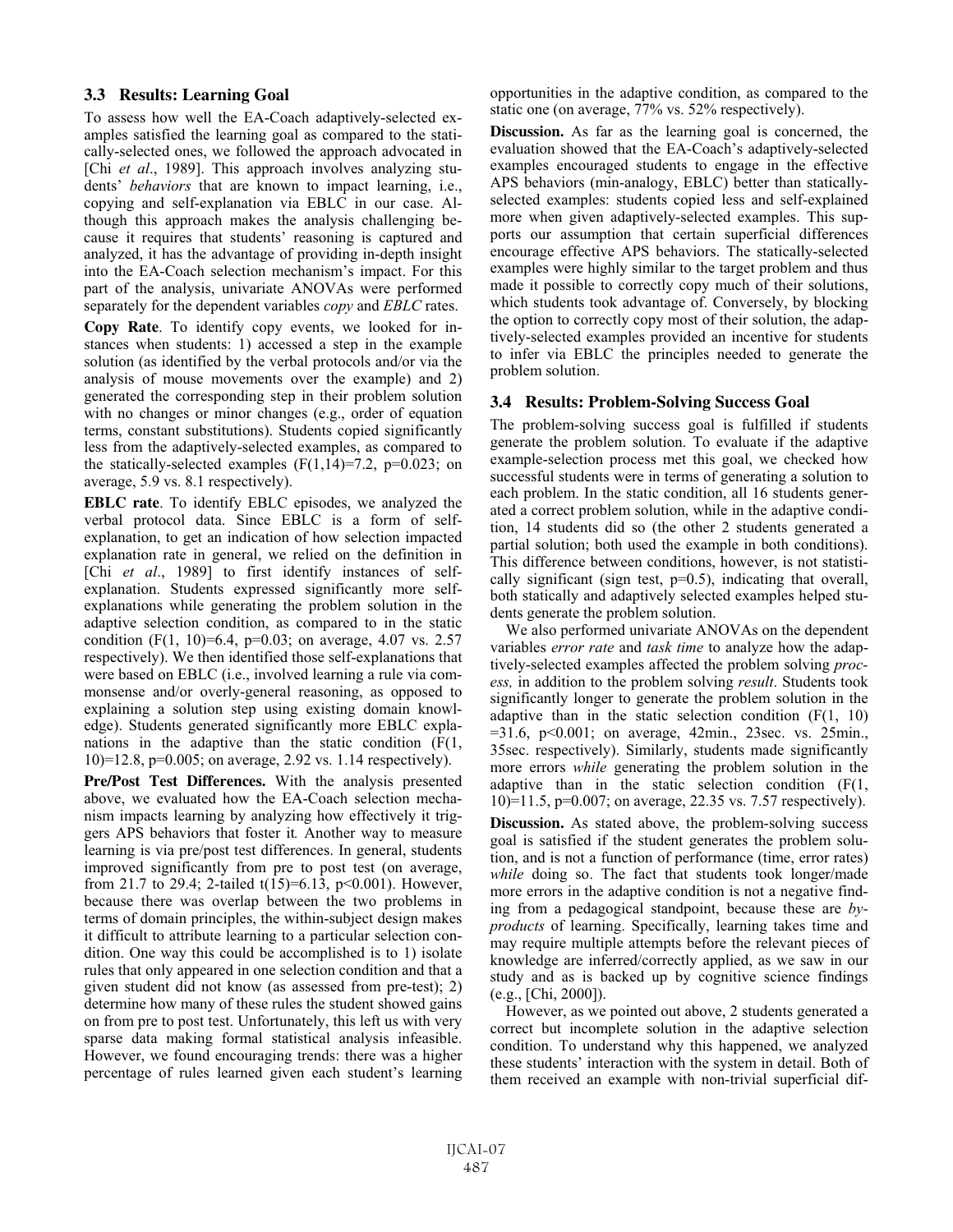### 3.3 Results: Learning Goal

To assess how well the EA-Coach adaptively-selected examples satisfied the learning goal as compared to the statically-selected ones, we followed the approach advocated in [Chi *et al*., 1989]. This approach involves analyzing students' *behaviors* that are known to impact learning, i.e., copying and self-explanation via EBLC in our case. Although this approach makes the analysis challenging because it requires that students' reasoning is captured and analyzed, it has the advantage of providing in-depth insight into the EA-Coach selection mechanism's impact. For this part of the analysis, univariate ANOVAs were performed separately for the dependent variables *copy* and *EBLC* rates.

**Copy Rate**. To identify copy events, we looked for instances when students: 1) accessed a step in the example solution (as identified by the verbal protocols and/or via the analysis of mouse movements over the example) and 2) generated the corresponding step in their problem solution with no changes or minor changes (e.g., order of equation terms, constant substitutions). Students copied significantly less from the adaptively-selected examples, as compared to the statically-selected examples ($F(1,14)=7.2$, $p=0.023$; on average, 5.9 vs. 8.1 respectively).

**EBLC rate**. To identify EBLC episodes, we analyzed the verbal protocol data. Since EBLC is a form of self-explanation, to get an indication of how selection impacted explanation rate in general, we relied on the definition in [Chi *et al*., 1989] to first identify instances of self-explanation. Students expressed significantly more self-explanations while generating the problem solution in the adaptive selection condition, as compared to in the static condition ($F(1, 10)=6.4$, $p=0.03$; on average, 4.07 vs. 2.57 respectively). We then identified those self-explanations that were based on EBLC (i.e., involved learning a rule via commonsense and/or overly-general reasoning, as opposed to explaining a solution step using existing domain knowledge). Students generated significantly more EBLC explanations in the adaptive than the static condition ($F(1, 10)=12.8$, $p=0.005$; on average, 2.92 vs. 1.14 respectively).

**Pre/Post Test Differences.** With the analysis presented above, we evaluated how the EA-Coach selection mechanism impacts learning by analyzing how effectively it triggers APS behaviors that foster it. Another way to measure learning is via pre/post test differences. In general, students improved significantly from pre to post test (on average, from 21.7 to 29.4; 2-tailed $t(15)=6.13$, $p<0.001$). However, because there was overlap between the two problems in terms of domain principles, the within-subject design makes it difficult to attribute learning to a particular selection condition. One way this could be accomplished is to 1) isolate rules that only appeared in one selection condition and that a given student did not know (as assessed from pre-test); 2) determine how many of these rules the student showed gains on from pre to post test. Unfortunately, this left us with very sparse data making formal statistical analysis infeasible. However, we found encouraging trends: there was a higher percentage of rules learned given each student's learning opportunities in the adaptive condition, as compared to the static one (on average, 77% vs. 52% respectively).

**Discussion.** As far as the learning goal is concerned, the evaluation showed that the EA-Coach's adaptively-selected examples encouraged students to engage in the effective APS behaviors (min-analogy, EBLC) better than statically-selected examples: students copied less and self-explained more when given adaptively-selected examples. This supports our assumption that certain superficial differences encourage effective APS behaviors. The statically-selected examples were highly similar to the target problem and thus made it possible to correctly copy much of their solutions, which students took advantage of. Conversely, by blocking the option to correctly copy most of their solution, the adaptively-selected examples provided an incentive for students to infer via EBLC the principles needed to generate the problem solution.

### 3.4 Results: Problem-Solving Success Goal

The problem-solving success goal is fulfilled if students generate the problem solution. To evaluate if the adaptive example-selection process met this goal, we checked how successful students were in terms of generating a solution to each problem. In the static condition, all 16 students generated a correct problem solution, while in the adaptive condition, 14 students did so (the other 2 students generated a partial solution; both used the example in both conditions). This difference between conditions, however, is not statistically significant (sign test, $p=0.5$), indicating that overall, both statically and adaptively selected examples helped students generate the problem solution.

We also performed univariate ANOVAs on the dependent variables *error rate* and *task time* to analyze how the adaptively-selected examples affected the problem solving *process,* in addition to the problem solving *result*. Students took significantly longer to generate the problem solution in the adaptive than in the static selection condition ($F(1, 10)=31.6$, $p<0.001$; on average, 42min., 23sec. vs. 25min., 35sec. respectively). Similarly, students made significantly more errors *while* generating the problem solution in the adaptive than in the static selection condition ($F(1, 10)=11.5$, $p=0.007$; on average, 22.35 vs. 7.57 respectively).

**Discussion.** As stated above, the problem-solving success goal is satisfied if the student generates the problem solution, and is not a function of performance (time, error rates) *while* doing so. The fact that students took longer/made more errors in the adaptive condition is not a negative finding from a pedagogical standpoint, because these are *by-products* of learning. Specifically, learning takes time and may require multiple attempts before the relevant pieces of knowledge are inferred/correctly applied, as we saw in our study and as is backed up by cognitive science findings (e.g., [Chi, 2000]).

However, as we pointed out above, 2 students generated a correct but incomplete solution in the adaptive selection condition. To understand why this happened, we analyzed these students' interaction with the system in detail. Both of them received an example with non-trivial superficial dif-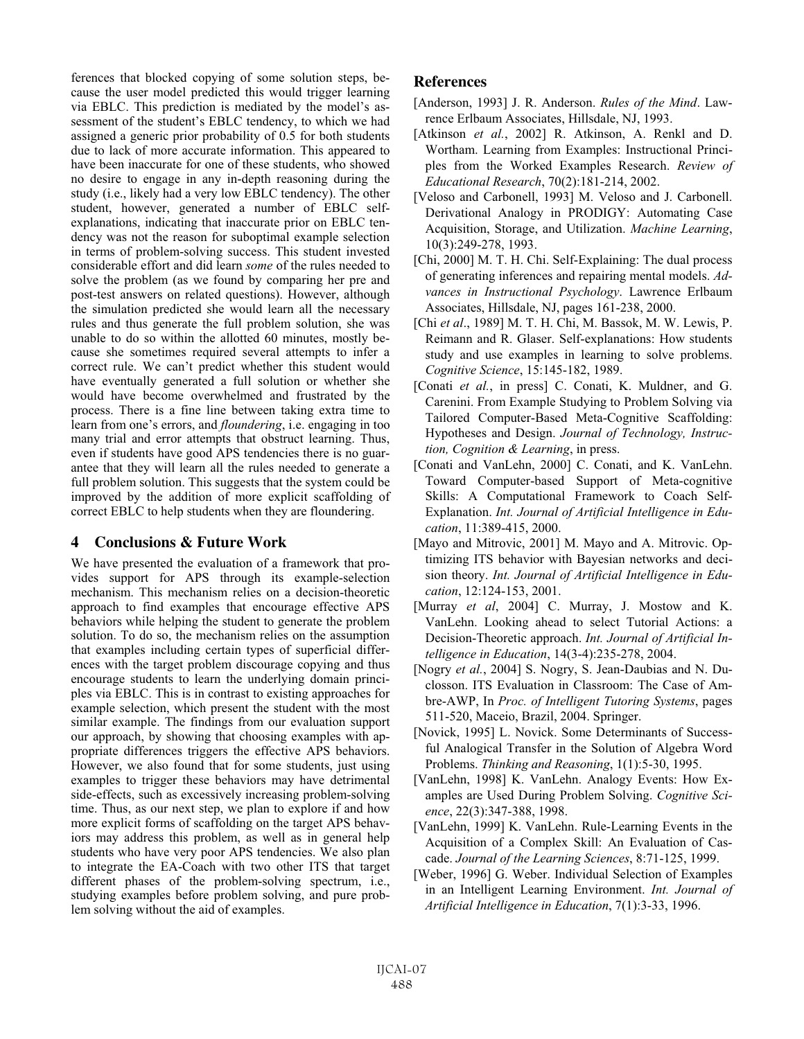ferences that blocked copying of some solution steps, because the user model predicted this would trigger learning via EBLC. This prediction is mediated by the model's assessment of the student's EBLC tendency, to which we had assigned a generic prior probability of 0.5 for both students due to lack of more accurate information. This appeared to have been inaccurate for one of these students, who showed no desire to engage in any in-depth reasoning during the study (i.e., likely had a very low EBLC tendency). The other student, however, generated a number of EBLC self-explanations, indicating that inaccurate prior on EBLC tendency was not the reason for suboptimal example selection in terms of problem-solving success. This student invested considerable effort and did learn *some* of the rules needed to solve the problem (as we found by comparing her pre and post-test answers on related questions). However, although the simulation predicted she would learn all the necessary rules and thus generate the full problem solution, she was unable to do so within the allotted 60 minutes, mostly because she sometimes required several attempts to infer a correct rule. We can't predict whether this student would have eventually generated a full solution or whether she would have become overwhelmed and frustrated by the process. There is a fine line between taking extra time to learn from one's errors, and *floundering*, i.e. engaging in too many trial and error attempts that obstruct learning. Thus, even if students have good APS tendencies there is no guarantee that they will learn all the rules needed to generate a full problem solution. This suggests that the system could be improved by the addition of more explicit scaffolding of correct EBLC to help students when they are floundering.

## 4 Conclusions & Future Work

We have presented the evaluation of a framework that provides support for APS through its example-selection mechanism. This mechanism relies on a decision-theoretic approach to find examples that encourage effective APS behaviors while helping the student to generate the problem solution. To do so, the mechanism relies on the assumption that examples including certain types of superficial differences with the target problem discourage copying and thus encourage students to learn the underlying domain principles via EBLC. This is in contrast to existing approaches for example selection, which present the student with the most similar example. The findings from our evaluation support our approach, by showing that choosing examples with appropriate differences triggers the effective APS behaviors. However, we also found that for some students, just using examples to trigger these behaviors may have detrimental side-effects, such as excessively increasing problem-solving time. Thus, as our next step, we plan to explore if and how more explicit forms of scaffolding on the target APS behaviors may address this problem, as well as in general help students who have very poor APS tendencies. We also plan to integrate the EA-Coach with two other ITS that target different phases of the problem-solving spectrum, i.e., studying examples before problem solving, and pure problem solving without the aid of examples.

## References

[Anderson, 1993] J. R. Anderson. *Rules of the Mind*. Lawrence Erlbaum Associates, Hillsdale, NJ, 1993.

[Atkinson *et al.*, 2002] R. Atkinson, A. Renkl and D. Wortham. Learning from Examples: Instructional Principles from the Worked Examples Research. *Review of Educational Research*, 70(2):181-214, 2002.

[Veloso and Carbonell, 1993] M. Veloso and J. Carbonell. Derivational Analogy in PRODIGY: Automating Case Acquisition, Storage, and Utilization. *Machine Learning*, 10(3):249-278, 1993.

[Chi, 2000] M. T. H. Chi. Self-Explaining: The dual process of generating inferences and repairing mental models. *Advances in Instructional Psychology*. Lawrence Erlbaum Associates, Hillsdale, NJ, pages 161-238, 2000.

[Chi *et al*., 1989] M. T. H. Chi, M. Bassok, M. W. Lewis, P. Reimann and R. Glaser. Self-explanations: How students study and use examples in learning to solve problems. *Cognitive Science*, 15:145-182, 1989.

[Conati *et al.*, in press] C. Conati, K. Muldner, and G. Carenini. From Example Studying to Problem Solving via Tailored Computer-Based Meta-Cognitive Scaffolding: Hypotheses and Design. *Journal of Technology, Instruction, Cognition & Learning*, in press.

[Conati and VanLehn, 2000] C. Conati, and K. VanLehn. Toward Computer-based Support of Meta-cognitive Skills: A Computational Framework to Coach Self-Explanation. *Int. Journal of Artificial Intelligence in Education*, 11:389-415, 2000.

[Mayo and Mitrovic, 2001] M. Mayo and A. Mitrovic. Optimizing ITS behavior with Bayesian networks and decision theory. *Int. Journal of Artificial Intelligence in Education*, 12:124-153, 2001.

[Murray *et al*, 2004] C. Murray, J. Mostow and K. VanLehn. Looking ahead to select Tutorial Actions: a Decision-Theoretic approach. *Int. Journal of Artificial Intelligence in Education*, 14(3-4):235-278, 2004.

[Nogry *et al.*, 2004] S. Nogry, S. Jean-Daubias and N. Duclosson. ITS Evaluation in Classroom: The Case of Ambre-AWP, In *Proc. of Intelligent Tutoring Systems*, pages 511-520, Maceio, Brazil, 2004. Springer.

[Novick, 1995] L. Novick. Some Determinants of Successful Analogical Transfer in the Solution of Algebra Word Problems. *Thinking and Reasoning*, 1(1):5-30, 1995.

[VanLehn, 1998] K. VanLehn. Analogy Events: How Examples are Used During Problem Solving. *Cognitive Science*, 22(3):347-388, 1998.

[VanLehn, 1999] K. VanLehn. Rule-Learning Events in the Acquisition of a Complex Skill: An Evaluation of Cascade. *Journal of the Learning Sciences*, 8:71-125, 1999.

[Weber, 1996] G. Weber. Individual Selection of Examples in an Intelligent Learning Environment. *Int. Journal of Artificial Intelligence in Education*, 7(1):3-33, 1996.